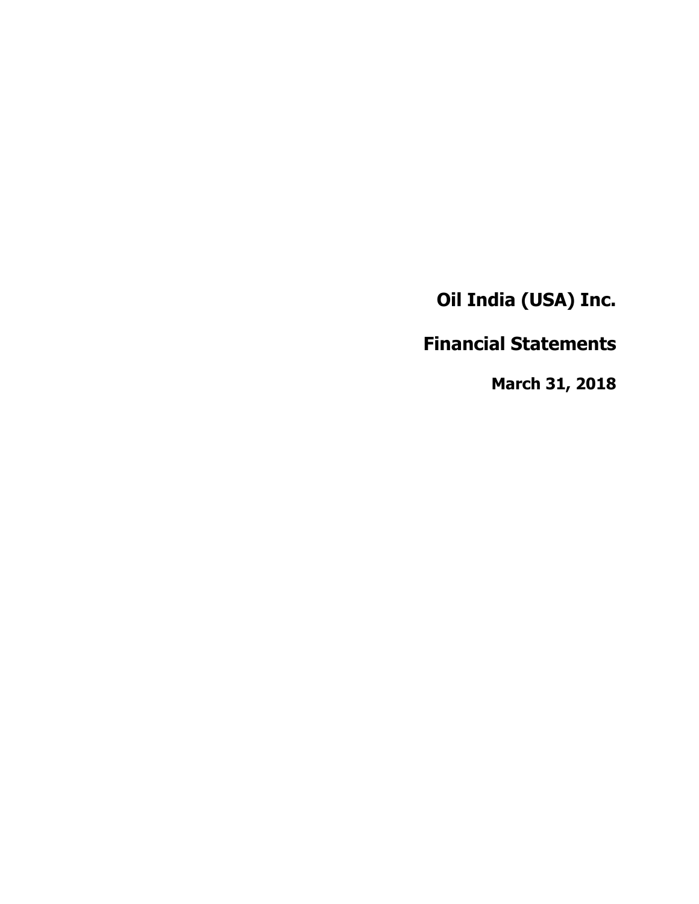# Oil India (USA) Inc.

## Financial Statements

### March 31, 2018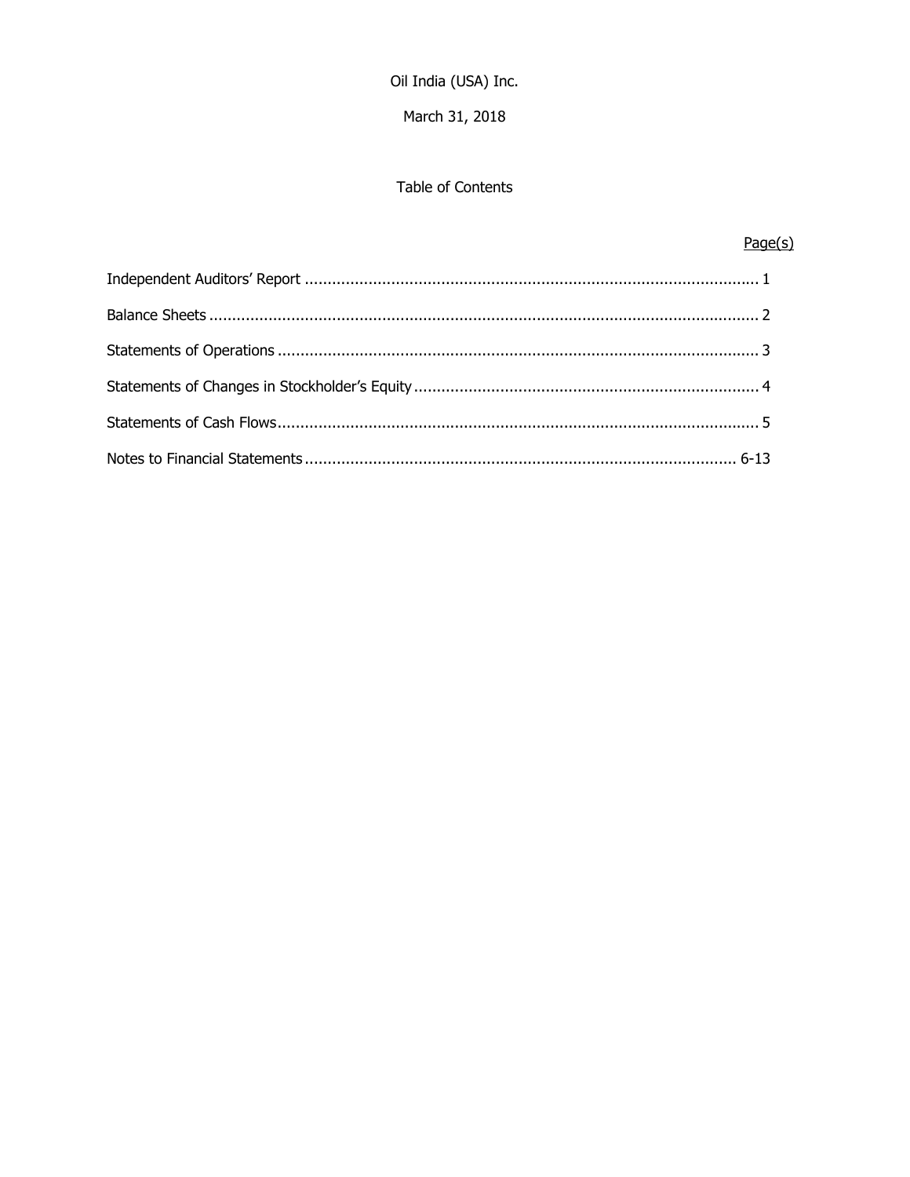Oil India (USA) Inc.

March 31, 2018

Table of Contents

| | Page(s) |
|---|---|
| Independent Auditors' Report | 1 |
| Balance Sheets | 2 |
| Statements of Operations | 3 |
| Statements of Changes in Stockholder's Equity | 4 |
| Statements of Cash Flows | 5 |
| Notes to Financial Statements | 6-13 |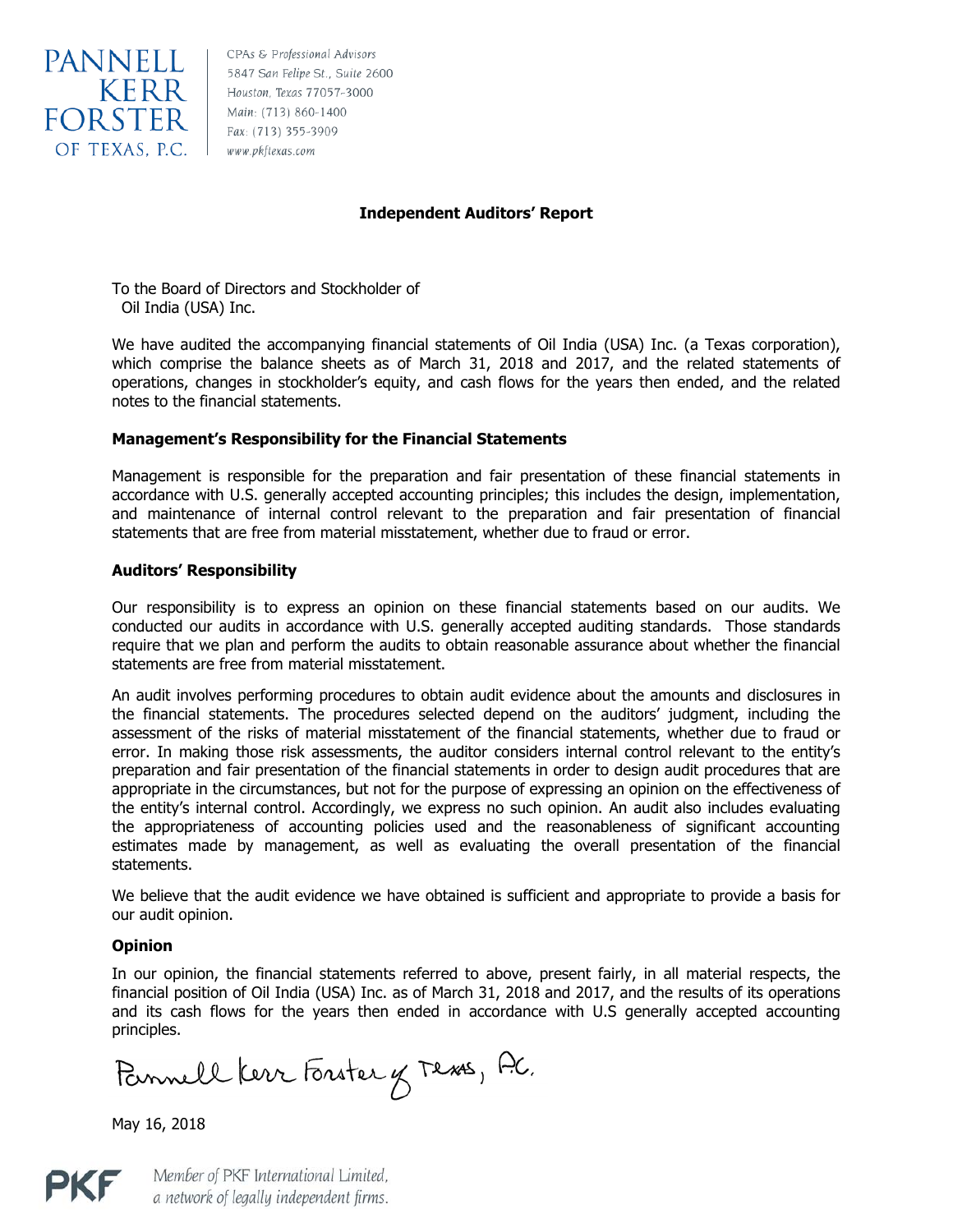PANNELL KERR FORSTER OF TEXAS, P.C.

CPAs & Professional Advisors
5847 San Felipe St., Suite 2600
Houston, Texas 77057-3000
Main: (713) 860-1400
Fax: (713) 355-3909
www.pkftexas.com

## Independent Auditors' Report

To the Board of Directors and Stockholder of
Oil India (USA) Inc.

We have audited the accompanying financial statements of Oil India (USA) Inc. (a Texas corporation), which comprise the balance sheets as of March 31, 2018 and 2017, and the related statements of operations, changes in stockholder's equity, and cash flows for the years then ended, and the related notes to the financial statements.

### Management's Responsibility for the Financial Statements

Management is responsible for the preparation and fair presentation of these financial statements in accordance with U.S. generally accepted accounting principles; this includes the design, implementation, and maintenance of internal control relevant to the preparation and fair presentation of financial statements that are free from material misstatement, whether due to fraud or error.

### Auditors' Responsibility

Our responsibility is to express an opinion on these financial statements based on our audits. We conducted our audits in accordance with U.S. generally accepted auditing standards. Those standards require that we plan and perform the audits to obtain reasonable assurance about whether the financial statements are free from material misstatement.

An audit involves performing procedures to obtain audit evidence about the amounts and disclosures in the financial statements. The procedures selected depend on the auditors' judgment, including the assessment of the risks of material misstatement of the financial statements, whether due to fraud or error. In making those risk assessments, the auditor considers internal control relevant to the entity's preparation and fair presentation of the financial statements in order to design audit procedures that are appropriate in the circumstances, but not for the purpose of expressing an opinion on the effectiveness of the entity's internal control. Accordingly, we express no such opinion. An audit also includes evaluating the appropriateness of accounting policies used and the reasonableness of significant accounting estimates made by management, as well as evaluating the overall presentation of the financial statements.

We believe that the audit evidence we have obtained is sufficient and appropriate to provide a basis for our audit opinion.

### Opinion

In our opinion, the financial statements referred to above, present fairly, in all material respects, the financial position of Oil India (USA) Inc. as of March 31, 2018 and 2017, and the results of its operations and its cash flows for the years then ended in accordance with U.S generally accepted accounting principles.

Pannell Kerr Forster of Texas, P.C.

May 16, 2018

PKF Member of PKF International Limited, a network of legally independent firms.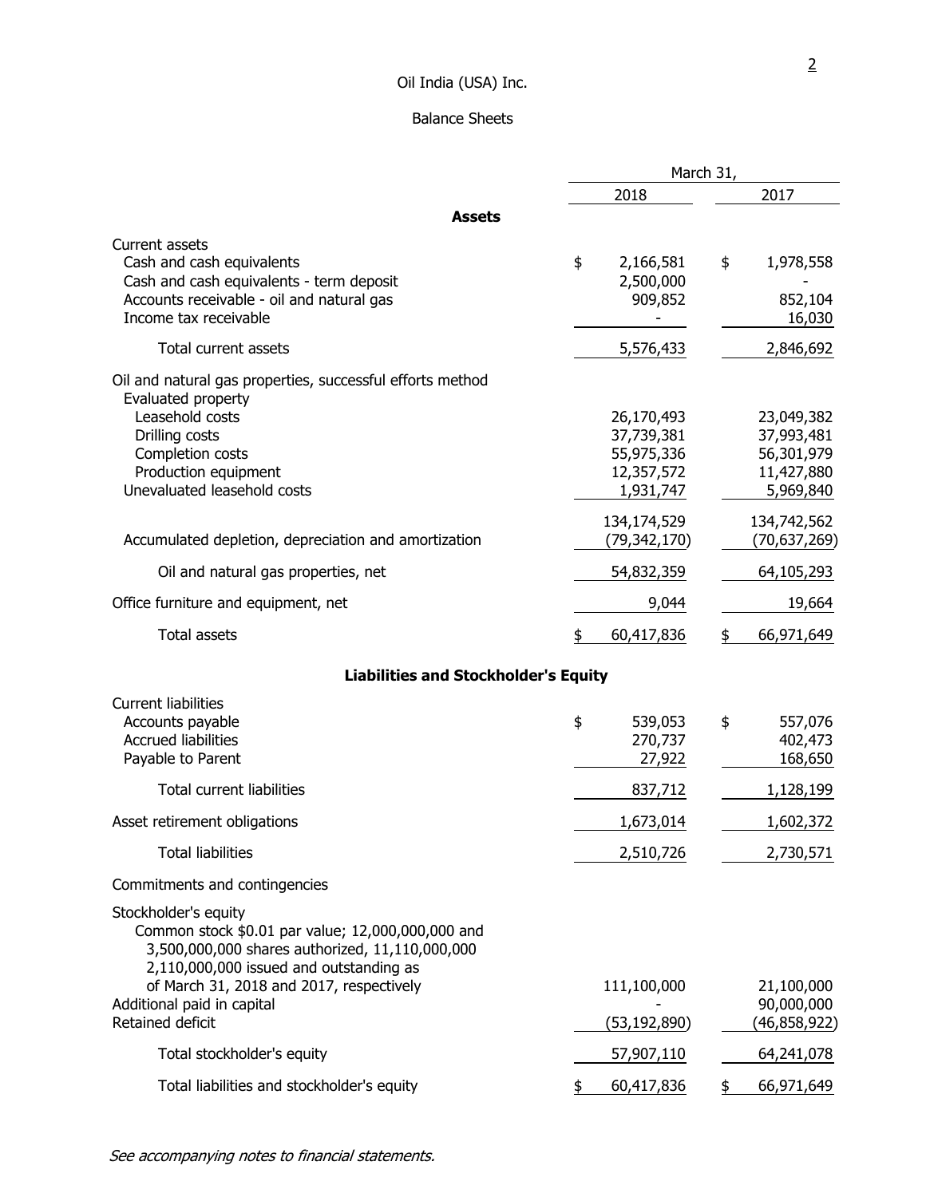Oil India (USA) Inc.

Balance Sheets

| | March 31, 2018 | March 31, 2017 |
|---|---|---|
| **Assets** | | |
| Current assets | | |
| Cash and cash equivalents | $ 2,166,581 | $ 1,978,558 |
| Cash and cash equivalents - term deposit | 2,500,000 | - |
| Accounts receivable - oil and natural gas | 909,852 | 852,104 |
| Income tax receivable | - | 16,030 |
| Total current assets | 5,576,433 | 2,846,692 |
| Oil and natural gas properties, successful efforts method | | |
| Evaluated property | | |
| Leasehold costs | 26,170,493 | 23,049,382 |
| Drilling costs | 37,739,381 | 37,993,481 |
| Completion costs | 55,975,336 | 56,301,979 |
| Production equipment | 12,357,572 | 11,427,880 |
| Unevaluated leasehold costs | 1,931,747 | 5,969,840 |
| | 134,174,529 | 134,742,562 |
| Accumulated depletion, depreciation and amortization | (79,342,170) | (70,637,269) |
| Oil and natural gas properties, net | 54,832,359 | 64,105,293 |
| Office furniture and equipment, net | 9,044 | 19,664 |
| Total assets | $ 60,417,836 | $ 66,971,649 |
| **Liabilities and Stockholder's Equity** | | |
| Current liabilities | | |
| Accounts payable | $ 539,053 | $ 557,076 |
| Accrued liabilities | 270,737 | 402,473 |
| Payable to Parent | 27,922 | 168,650 |
| Total current liabilities | 837,712 | 1,128,199 |
| Asset retirement obligations | 1,673,014 | 1,602,372 |
| Total liabilities | 2,510,726 | 2,730,571 |
| Commitments and contingencies | | |
| Stockholder's equity | | |
| Common stock $0.01 par value; 12,000,000,000 and 3,500,000,000 shares authorized, 11,110,000,000 2,110,000,000 issued and outstanding as of March 31, 2018 and 2017, respectively | 111,100,000 | 21,100,000 |
| Additional paid in capital | - | 90,000,000 |
| Retained deficit | (53,192,890) | (46,858,922) |
| Total stockholder's equity | 57,907,110 | 64,241,078 |
| Total liabilities and stockholder's equity | $ 60,417,836 | $ 66,971,649 |

*See accompanying notes to financial statements.*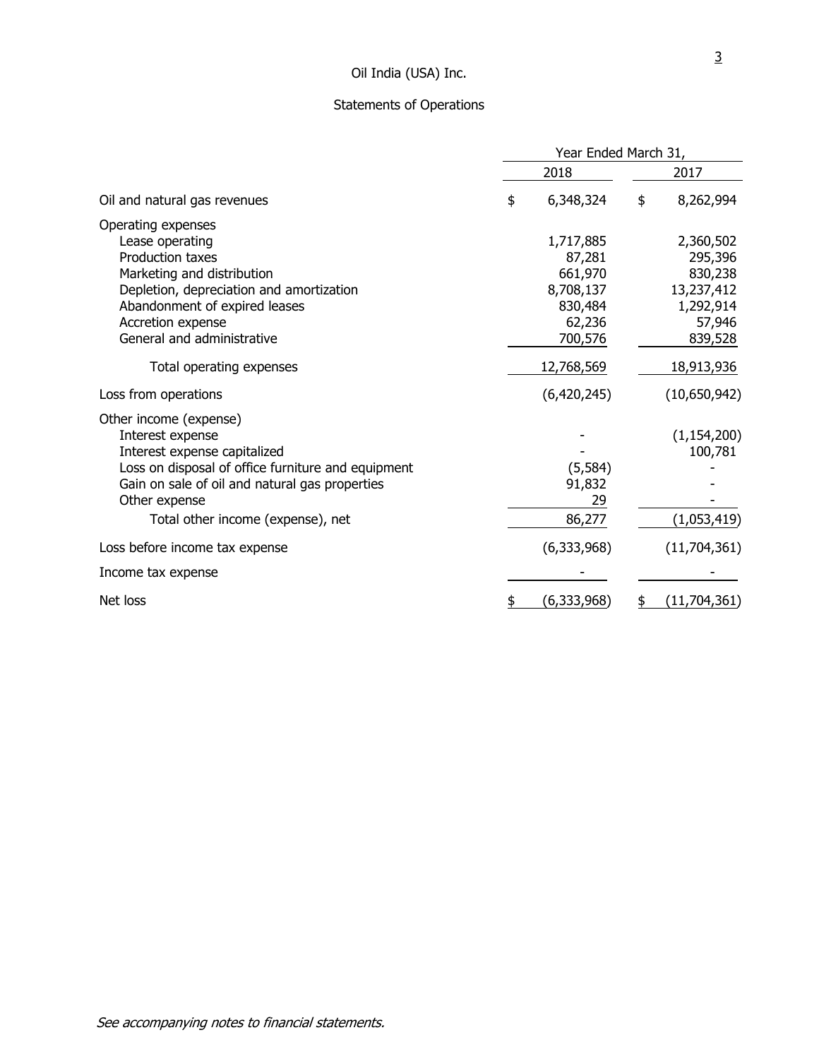# Oil India (USA) Inc.

## Statements of Operations

| | Year Ended March 31, | |
|---|---|---|
| | 2018 | 2017 |
| Oil and natural gas revenues | $ 6,348,324 | $ 8,262,994 |
| Operating expenses | | |
| Lease operating | 1,717,885 | 2,360,502 |
| Production taxes | 87,281 | 295,396 |
| Marketing and distribution | 661,970 | 830,238 |
| Depletion, depreciation and amortization | 8,708,137 | 13,237,412 |
| Abandonment of expired leases | 830,484 | 1,292,914 |
| Accretion expense | 62,236 | 57,946 |
| General and administrative | 700,576 | 839,528 |
| Total operating expenses | 12,768,569 | 18,913,936 |
| Loss from operations | (6,420,245) | (10,650,942) |
| Other income (expense) | | |
| Interest expense | - | (1,154,200) |
| Interest expense capitalized | - | 100,781 |
| Loss on disposal of office furniture and equipment | (5,584) | - |
| Gain on sale of oil and natural gas properties | 91,832 | - |
| Other expense | 29 | - |
| Total other income (expense), net | 86,277 | (1,053,419) |
| Loss before income tax expense | (6,333,968) | (11,704,361) |
| Income tax expense | - | - |
| Net loss | $ (6,333,968) | $ (11,704,361) |

*See accompanying notes to financial statements.*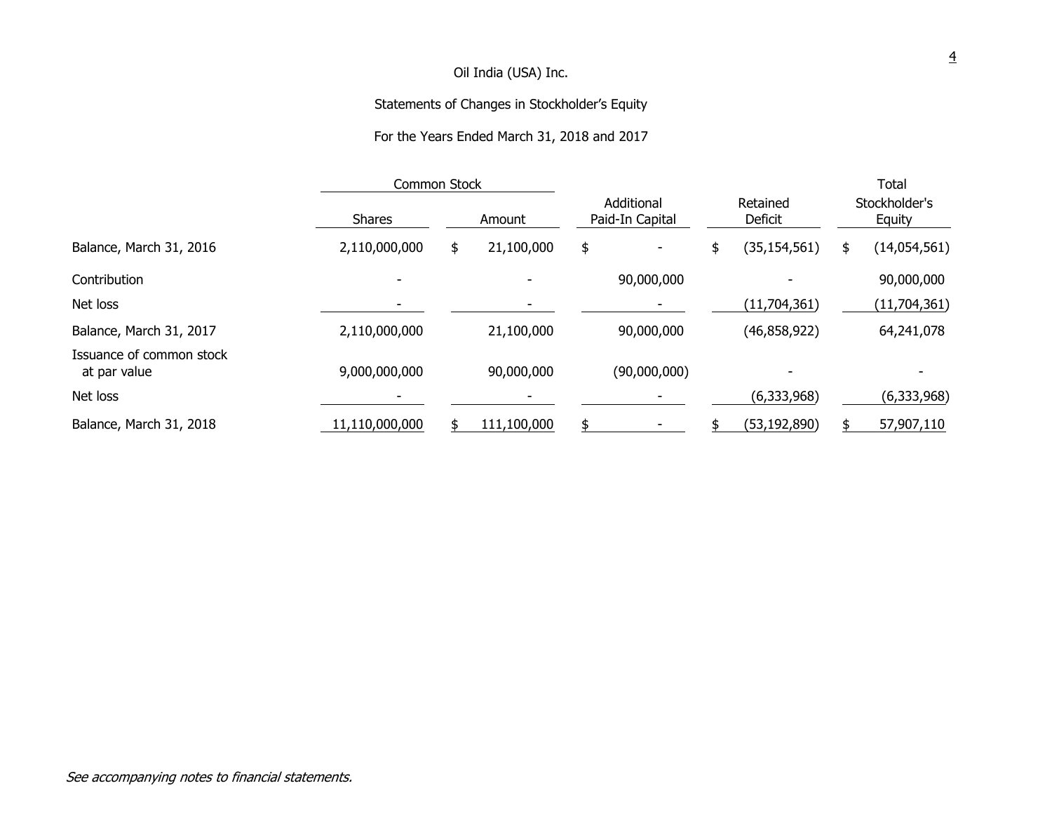Oil India (USA) Inc.

Statements of Changes in Stockholder's Equity

For the Years Ended March 31, 2018 and 2017

| | Common Stock | | Additional Paid-In Capital | Retained Deficit | Total Stockholder's Equity |
|---|---|---|---|---|---|
| | Shares | Amount | | | |
| Balance, March 31, 2016 | 2,110,000,000 | $ 21,100,000 | $ - | $ (35,154,561) | $ (14,054,561) |
| Contribution | - | - | 90,000,000 | - | 90,000,000 |
| Net loss | - | - | - | (11,704,361) | (11,704,361) |
| Balance, March 31, 2017 | 2,110,000,000 | 21,100,000 | 90,000,000 | (46,858,922) | 64,241,078 |
| Issuance of common stock at par value | 9,000,000,000 | 90,000,000 | (90,000,000) | - | - |
| Net loss | - | - | - | (6,333,968) | (6,333,968) |
| Balance, March 31, 2018 | 11,110,000,000 | $ 111,100,000 | $ - | $ (53,192,890) | $ 57,907,110 |

*See accompanying notes to financial statements.*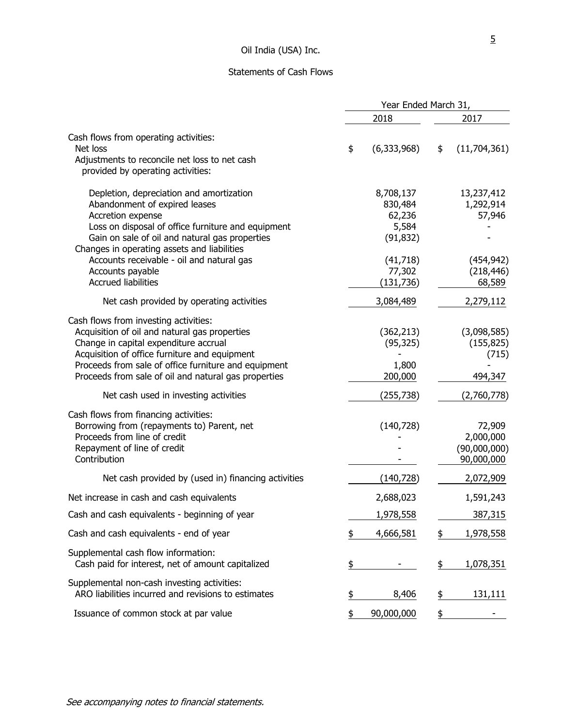# Oil India (USA) Inc.

## Statements of Cash Flows

| | Year Ended March 31, | |
|---|---|---|
| | 2018 | 2017 |
| **Cash flows from operating activities:** | | |
| Net loss | $ (6,333,968) | $ (11,704,361) |
| Adjustments to reconcile net loss to net cash provided by operating activities: | | |
| Depletion, depreciation and amortization | 8,708,137 | 13,237,412 |
| Abandonment of expired leases | 830,484 | 1,292,914 |
| Accretion expense | 62,236 | 57,946 |
| Loss on disposal of office furniture and equipment | 5,584 | - |
| Gain on sale of oil and natural gas properties | (91,832) | - |
| Changes in operating assets and liabilities | | |
| Accounts receivable - oil and natural gas | (41,718) | (454,942) |
| Accounts payable | 77,302 | (218,446) |
| Accrued liabilities | (131,736) | 68,589 |
| Net cash provided by operating activities | 3,084,489 | 2,279,112 |
| **Cash flows from investing activities:** | | |
| Acquisition of oil and natural gas properties | (362,213) | (3,098,585) |
| Change in capital expenditure accrual | (95,325) | (155,825) |
| Acquisition of office furniture and equipment | - | (715) |
| Proceeds from sale of office furniture and equipment | 1,800 | - |
| Proceeds from sale of oil and natural gas properties | 200,000 | 494,347 |
| Net cash used in investing activities | (255,738) | (2,760,778) |
| **Cash flows from financing activities:** | | |
| Borrowing from (repayments to) Parent, net | (140,728) | 72,909 |
| Proceeds from line of credit | - | 2,000,000 |
| Repayment of line of credit | - | (90,000,000) |
| Contribution | - | 90,000,000 |
| Net cash provided by (used in) financing activities | (140,728) | 2,072,909 |
| Net increase in cash and cash equivalents | 2,688,023 | 1,591,243 |
| Cash and cash equivalents - beginning of year | 1,978,558 | 387,315 |
| Cash and cash equivalents - end of year | $ 4,666,581 | $ 1,978,558 |
| **Supplemental cash flow information:** | | |
| Cash paid for interest, net of amount capitalized | $ - | $ 1,078,351 |
| **Supplemental non-cash investing activities:** | | |
| ARO liabilities incurred and revisions to estimates | $ 8,406 | $ 131,111 |
| Issuance of common stock at par value | $ 90,000,000 | $ - |

*See accompanying notes to financial statements.*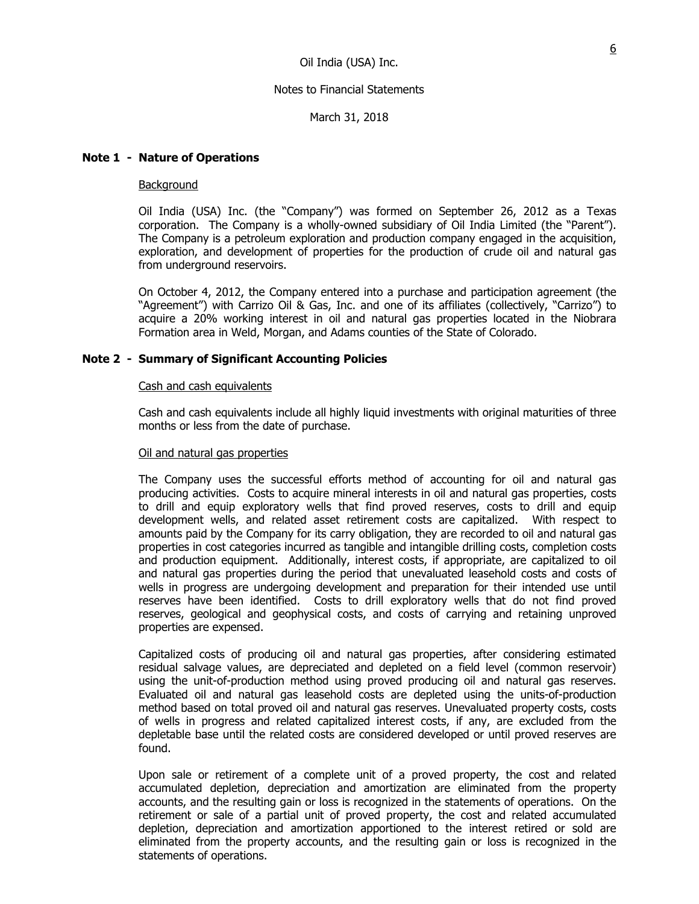Oil India (USA) Inc.

Notes to Financial Statements

March 31, 2018

## Note 1 - Nature of Operations

Background

Oil India (USA) Inc. (the "Company") was formed on September 26, 2012 as a Texas corporation. The Company is a wholly-owned subsidiary of Oil India Limited (the "Parent"). The Company is a petroleum exploration and production company engaged in the acquisition, exploration, and development of properties for the production of crude oil and natural gas from underground reservoirs.

On October 4, 2012, the Company entered into a purchase and participation agreement (the "Agreement") with Carrizo Oil & Gas, Inc. and one of its affiliates (collectively, "Carrizo") to acquire a 20% working interest in oil and natural gas properties located in the Niobrara Formation area in Weld, Morgan, and Adams counties of the State of Colorado.

## Note 2 - Summary of Significant Accounting Policies

Cash and cash equivalents

Cash and cash equivalents include all highly liquid investments with original maturities of three months or less from the date of purchase.

Oil and natural gas properties

The Company uses the successful efforts method of accounting for oil and natural gas producing activities. Costs to acquire mineral interests in oil and natural gas properties, costs to drill and equip exploratory wells that find proved reserves, costs to drill and equip development wells, and related asset retirement costs are capitalized. With respect to amounts paid by the Company for its carry obligation, they are recorded to oil and natural gas properties in cost categories incurred as tangible and intangible drilling costs, completion costs and production equipment. Additionally, interest costs, if appropriate, are capitalized to oil and natural gas properties during the period that unevaluated leasehold costs and costs of wells in progress are undergoing development and preparation for their intended use until reserves have been identified. Costs to drill exploratory wells that do not find proved reserves, geological and geophysical costs, and costs of carrying and retaining unproved properties are expensed.

Capitalized costs of producing oil and natural gas properties, after considering estimated residual salvage values, are depreciated and depleted on a field level (common reservoir) using the unit-of-production method using proved producing oil and natural gas reserves. Evaluated oil and natural gas leasehold costs are depleted using the units-of-production method based on total proved oil and natural gas reserves. Unevaluated property costs, costs of wells in progress and related capitalized interest costs, if any, are excluded from the depletable base until the related costs are considered developed or until proved reserves are found.

Upon sale or retirement of a complete unit of a proved property, the cost and related accumulated depletion, depreciation and amortization are eliminated from the property accounts, and the resulting gain or loss is recognized in the statements of operations. On the retirement or sale of a partial unit of proved property, the cost and related accumulated depletion, depreciation and amortization apportioned to the interest retired or sold are eliminated from the property accounts, and the resulting gain or loss is recognized in the statements of operations.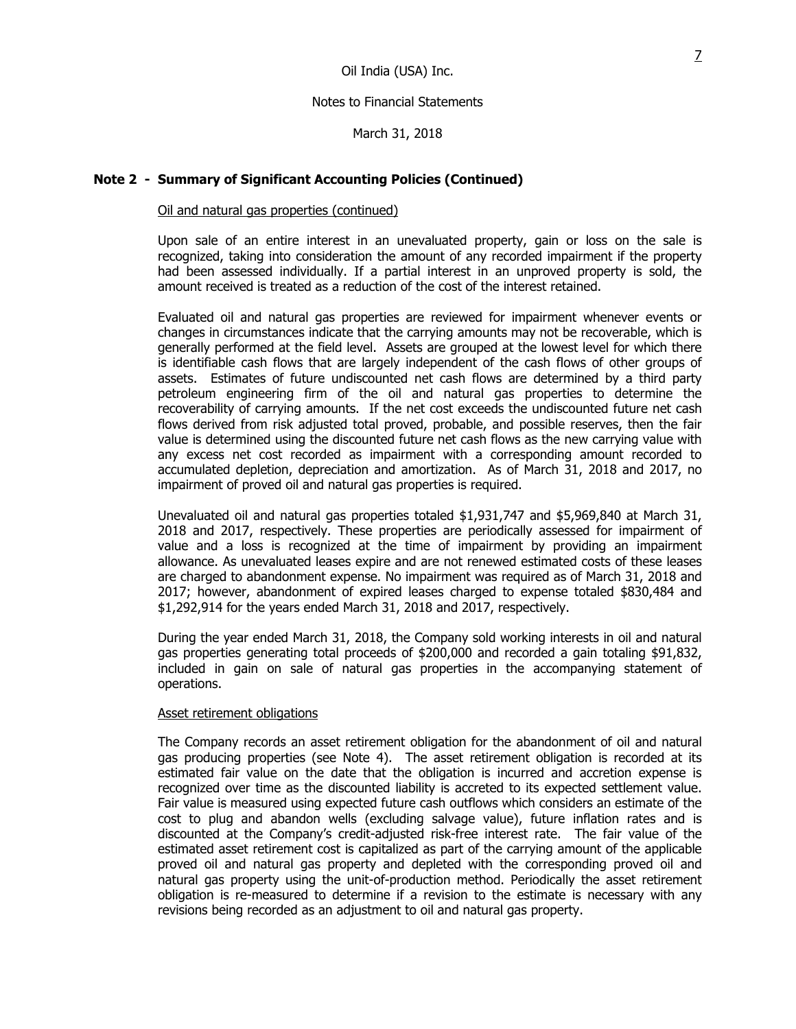## Note 2 - Summary of Significant Accounting Policies (Continued)

Oil and natural gas properties (continued)

Upon sale of an entire interest in an unevaluated property, gain or loss on the sale is recognized, taking into consideration the amount of any recorded impairment if the property had been assessed individually. If a partial interest in an unproved property is sold, the amount received is treated as a reduction of the cost of the interest retained.

Evaluated oil and natural gas properties are reviewed for impairment whenever events or changes in circumstances indicate that the carrying amounts may not be recoverable, which is generally performed at the field level. Assets are grouped at the lowest level for which there is identifiable cash flows that are largely independent of the cash flows of other groups of assets. Estimates of future undiscounted net cash flows are determined by a third party petroleum engineering firm of the oil and natural gas properties to determine the recoverability of carrying amounts. If the net cost exceeds the undiscounted future net cash flows derived from risk adjusted total proved, probable, and possible reserves, then the fair value is determined using the discounted future net cash flows as the new carrying value with any excess net cost recorded as impairment with a corresponding amount recorded to accumulated depletion, depreciation and amortization. As of March 31, 2018 and 2017, no impairment of proved oil and natural gas properties is required.

Unevaluated oil and natural gas properties totaled $1,931,747 and $5,969,840 at March 31, 2018 and 2017, respectively. These properties are periodically assessed for impairment of value and a loss is recognized at the time of impairment by providing an impairment allowance. As unevaluated leases expire and are not renewed estimated costs of these leases are charged to abandonment expense. No impairment was required as of March 31, 2018 and 2017; however, abandonment of expired leases charged to expense totaled $830,484 and $1,292,914 for the years ended March 31, 2018 and 2017, respectively.

During the year ended March 31, 2018, the Company sold working interests in oil and natural gas properties generating total proceeds of $200,000 and recorded a gain totaling $91,832, included in gain on sale of natural gas properties in the accompanying statement of operations.

Asset retirement obligations

The Company records an asset retirement obligation for the abandonment of oil and natural gas producing properties (see Note 4). The asset retirement obligation is recorded at its estimated fair value on the date that the obligation is incurred and accretion expense is recognized over time as the discounted liability is accreted to its expected settlement value. Fair value is measured using expected future cash outflows which considers an estimate of the cost to plug and abandon wells (excluding salvage value), future inflation rates and is discounted at the Company's credit-adjusted risk-free interest rate. The fair value of the estimated asset retirement cost is capitalized as part of the carrying amount of the applicable proved oil and natural gas property and depleted with the corresponding proved oil and natural gas property using the unit-of-production method. Periodically the asset retirement obligation is re-measured to determine if a revision to the estimate is necessary with any revisions being recorded as an adjustment to oil and natural gas property.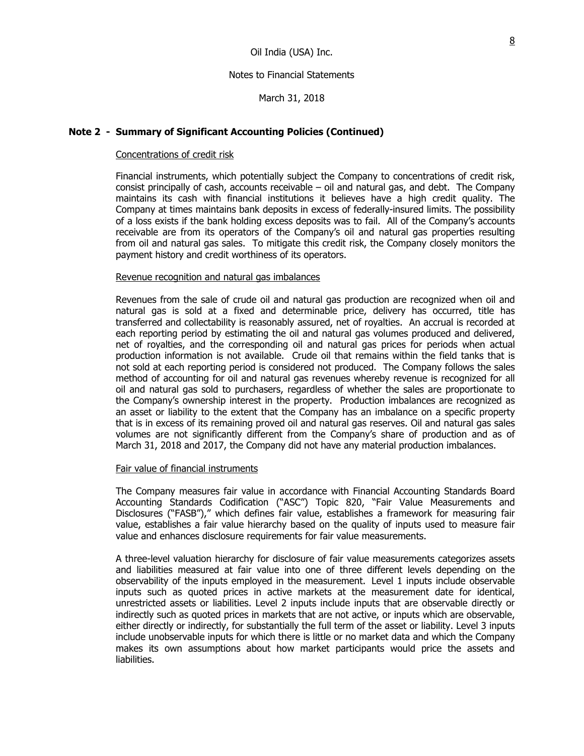Oil India (USA) Inc.

Notes to Financial Statements

March 31, 2018

## Note 2 - Summary of Significant Accounting Policies (Continued)

Concentrations of credit risk

Financial instruments, which potentially subject the Company to concentrations of credit risk, consist principally of cash, accounts receivable – oil and natural gas, and debt. The Company maintains its cash with financial institutions it believes have a high credit quality. The Company at times maintains bank deposits in excess of federally-insured limits. The possibility of a loss exists if the bank holding excess deposits was to fail. All of the Company's accounts receivable are from its operators of the Company's oil and natural gas properties resulting from oil and natural gas sales. To mitigate this credit risk, the Company closely monitors the payment history and credit worthiness of its operators.

Revenue recognition and natural gas imbalances

Revenues from the sale of crude oil and natural gas production are recognized when oil and natural gas is sold at a fixed and determinable price, delivery has occurred, title has transferred and collectability is reasonably assured, net of royalties. An accrual is recorded at each reporting period by estimating the oil and natural gas volumes produced and delivered, net of royalties, and the corresponding oil and natural gas prices for periods when actual production information is not available. Crude oil that remains within the field tanks that is not sold at each reporting period is considered not produced. The Company follows the sales method of accounting for oil and natural gas revenues whereby revenue is recognized for all oil and natural gas sold to purchasers, regardless of whether the sales are proportionate to the Company's ownership interest in the property. Production imbalances are recognized as an asset or liability to the extent that the Company has an imbalance on a specific property that is in excess of its remaining proved oil and natural gas reserves. Oil and natural gas sales volumes are not significantly different from the Company's share of production and as of March 31, 2018 and 2017, the Company did not have any material production imbalances.

Fair value of financial instruments

The Company measures fair value in accordance with Financial Accounting Standards Board Accounting Standards Codification ("ASC") Topic 820, "Fair Value Measurements and Disclosures ("FASB")," which defines fair value, establishes a framework for measuring fair value, establishes a fair value hierarchy based on the quality of inputs used to measure fair value and enhances disclosure requirements for fair value measurements.

A three-level valuation hierarchy for disclosure of fair value measurements categorizes assets and liabilities measured at fair value into one of three different levels depending on the observability of the inputs employed in the measurement. Level 1 inputs include observable inputs such as quoted prices in active markets at the measurement date for identical, unrestricted assets or liabilities. Level 2 inputs include inputs that are observable directly or indirectly such as quoted prices in markets that are not active, or inputs which are observable, either directly or indirectly, for substantially the full term of the asset or liability. Level 3 inputs include unobservable inputs for which there is little or no market data and which the Company makes its own assumptions about how market participants would price the assets and liabilities.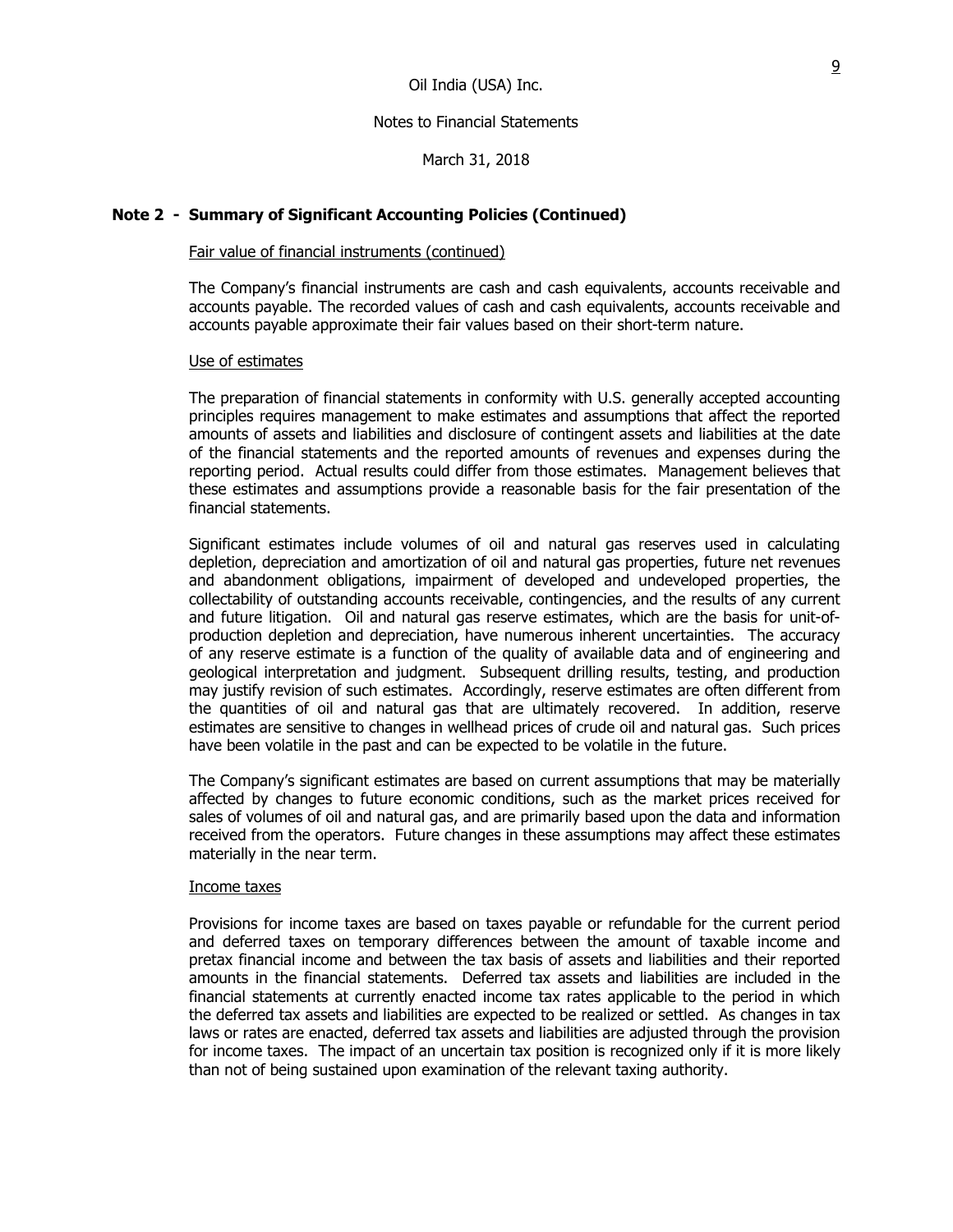## Note 2 - Summary of Significant Accounting Policies (Continued)

Fair value of financial instruments (continued)

The Company's financial instruments are cash and cash equivalents, accounts receivable and accounts payable. The recorded values of cash and cash equivalents, accounts receivable and accounts payable approximate their fair values based on their short-term nature.

Use of estimates

The preparation of financial statements in conformity with U.S. generally accepted accounting principles requires management to make estimates and assumptions that affect the reported amounts of assets and liabilities and disclosure of contingent assets and liabilities at the date of the financial statements and the reported amounts of revenues and expenses during the reporting period. Actual results could differ from those estimates. Management believes that these estimates and assumptions provide a reasonable basis for the fair presentation of the financial statements.

Significant estimates include volumes of oil and natural gas reserves used in calculating depletion, depreciation and amortization of oil and natural gas properties, future net revenues and abandonment obligations, impairment of developed and undeveloped properties, the collectability of outstanding accounts receivable, contingencies, and the results of any current and future litigation. Oil and natural gas reserve estimates, which are the basis for unit-of-production depletion and depreciation, have numerous inherent uncertainties. The accuracy of any reserve estimate is a function of the quality of available data and of engineering and geological interpretation and judgment. Subsequent drilling results, testing, and production may justify revision of such estimates. Accordingly, reserve estimates are often different from the quantities of oil and natural gas that are ultimately recovered. In addition, reserve estimates are sensitive to changes in wellhead prices of crude oil and natural gas. Such prices have been volatile in the past and can be expected to be volatile in the future.

The Company's significant estimates are based on current assumptions that may be materially affected by changes to future economic conditions, such as the market prices received for sales of volumes of oil and natural gas, and are primarily based upon the data and information received from the operators. Future changes in these assumptions may affect these estimates materially in the near term.

Income taxes

Provisions for income taxes are based on taxes payable or refundable for the current period and deferred taxes on temporary differences between the amount of taxable income and pretax financial income and between the tax basis of assets and liabilities and their reported amounts in the financial statements. Deferred tax assets and liabilities are included in the financial statements at currently enacted income tax rates applicable to the period in which the deferred tax assets and liabilities are expected to be realized or settled. As changes in tax laws or rates are enacted, deferred tax assets and liabilities are adjusted through the provision for income taxes. The impact of an uncertain tax position is recognized only if it is more likely than not of being sustained upon examination of the relevant taxing authority.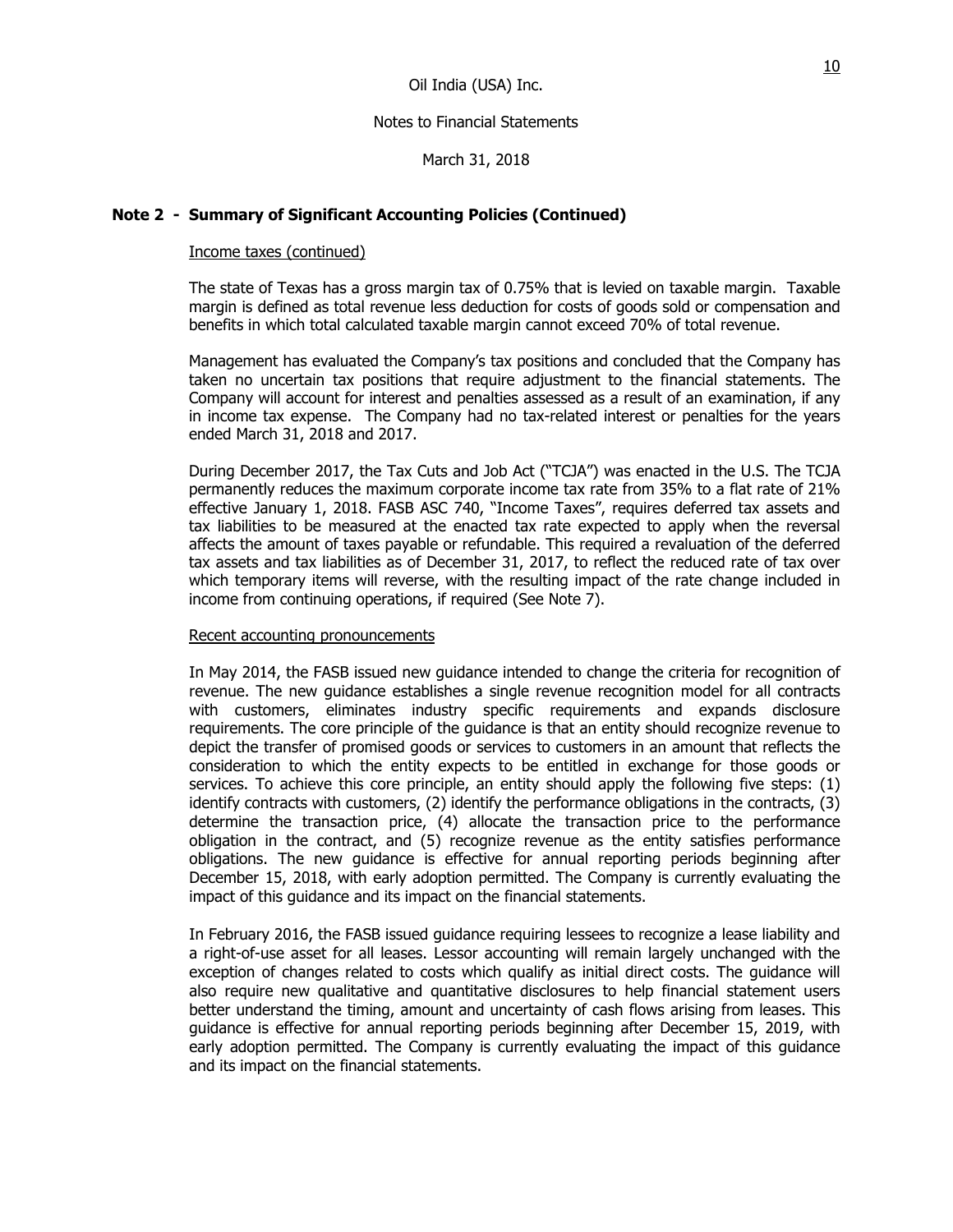## Note 2 - Summary of Significant Accounting Policies (Continued)

Income taxes (continued)

The state of Texas has a gross margin tax of 0.75% that is levied on taxable margin. Taxable margin is defined as total revenue less deduction for costs of goods sold or compensation and benefits in which total calculated taxable margin cannot exceed 70% of total revenue.

Management has evaluated the Company's tax positions and concluded that the Company has taken no uncertain tax positions that require adjustment to the financial statements. The Company will account for interest and penalties assessed as a result of an examination, if any in income tax expense. The Company had no tax-related interest or penalties for the years ended March 31, 2018 and 2017.

During December 2017, the Tax Cuts and Job Act ("TCJA") was enacted in the U.S. The TCJA permanently reduces the maximum corporate income tax rate from 35% to a flat rate of 21% effective January 1, 2018. FASB ASC 740, "Income Taxes", requires deferred tax assets and tax liabilities to be measured at the enacted tax rate expected to apply when the reversal affects the amount of taxes payable or refundable. This required a revaluation of the deferred tax assets and tax liabilities as of December 31, 2017, to reflect the reduced rate of tax over which temporary items will reverse, with the resulting impact of the rate change included in income from continuing operations, if required (See Note 7).

Recent accounting pronouncements

In May 2014, the FASB issued new guidance intended to change the criteria for recognition of revenue. The new guidance establishes a single revenue recognition model for all contracts with customers, eliminates industry specific requirements and expands disclosure requirements. The core principle of the guidance is that an entity should recognize revenue to depict the transfer of promised goods or services to customers in an amount that reflects the consideration to which the entity expects to be entitled in exchange for those goods or services. To achieve this core principle, an entity should apply the following five steps: (1) identify contracts with customers, (2) identify the performance obligations in the contracts, (3) determine the transaction price, (4) allocate the transaction price to the performance obligation in the contract, and (5) recognize revenue as the entity satisfies performance obligations. The new guidance is effective for annual reporting periods beginning after December 15, 2018, with early adoption permitted. The Company is currently evaluating the impact of this guidance and its impact on the financial statements.

In February 2016, the FASB issued guidance requiring lessees to recognize a lease liability and a right-of-use asset for all leases. Lessor accounting will remain largely unchanged with the exception of changes related to costs which qualify as initial direct costs. The guidance will also require new qualitative and quantitative disclosures to help financial statement users better understand the timing, amount and uncertainty of cash flows arising from leases. This guidance is effective for annual reporting periods beginning after December 15, 2019, with early adoption permitted. The Company is currently evaluating the impact of this guidance and its impact on the financial statements.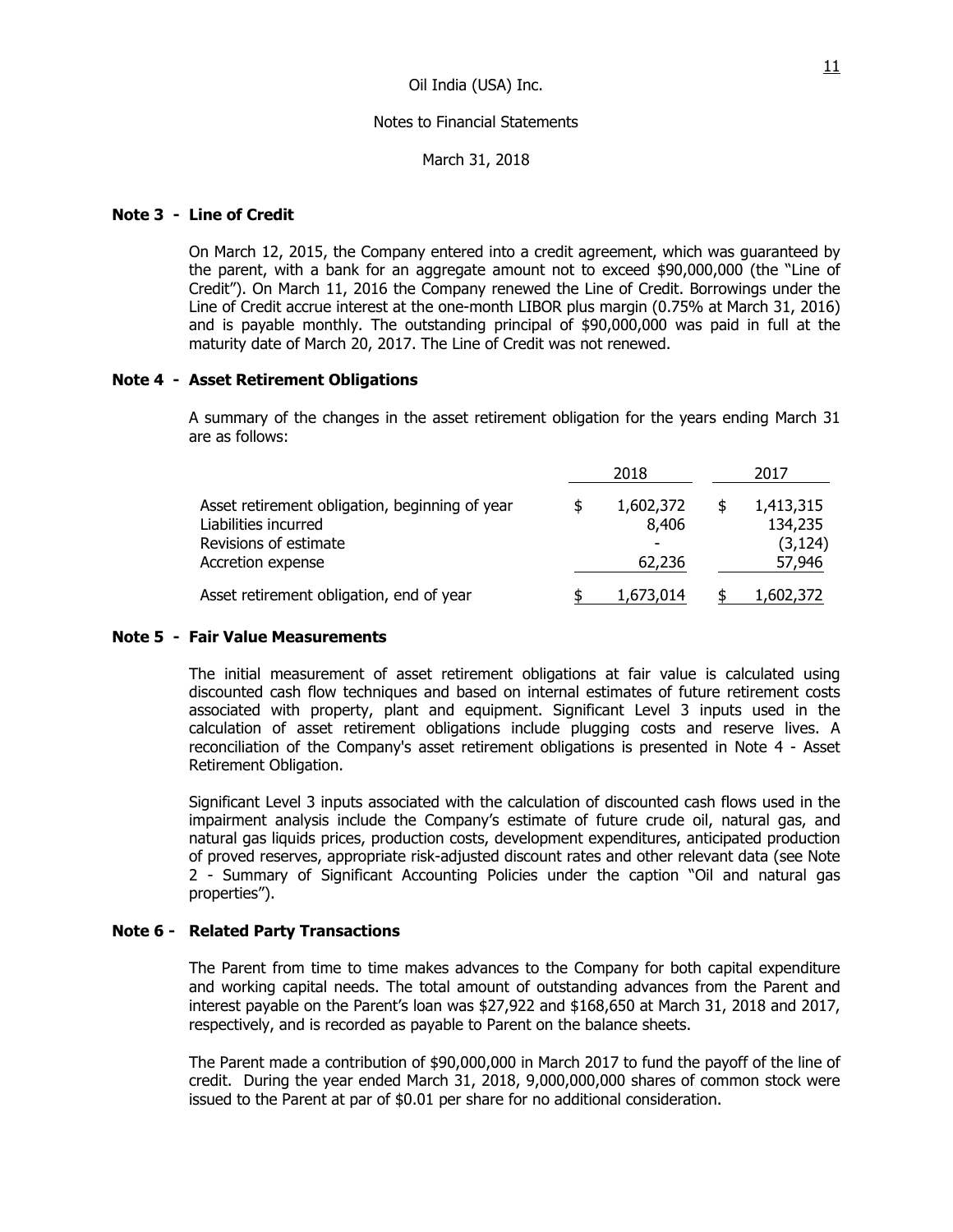Oil India (USA) Inc.

Notes to Financial Statements

March 31, 2018

**Note 3 - Line of Credit**

On March 12, 2015, the Company entered into a credit agreement, which was guaranteed by the parent, with a bank for an aggregate amount not to exceed $90,000,000 (the "Line of Credit"). On March 11, 2016 the Company renewed the Line of Credit. Borrowings under the Line of Credit accrue interest at the one-month LIBOR plus margin (0.75% at March 31, 2016) and is payable monthly. The outstanding principal of $90,000,000 was paid in full at the maturity date of March 20, 2017. The Line of Credit was not renewed.

**Note 4 - Asset Retirement Obligations**

A summary of the changes in the asset retirement obligation for the years ending March 31 are as follows:

| | 2018 | 2017 |
|---|---|---|
| Asset retirement obligation, beginning of year | $ 1,602,372 | $ 1,413,315 |
| Liabilities incurred | 8,406 | 134,235 |
| Revisions of estimate | - | (3,124) |
| Accretion expense | 62,236 | 57,946 |
| Asset retirement obligation, end of year | $ 1,673,014 | $ 1,602,372 |

**Note 5 - Fair Value Measurements**

The initial measurement of asset retirement obligations at fair value is calculated using discounted cash flow techniques and based on internal estimates of future retirement costs associated with property, plant and equipment. Significant Level 3 inputs used in the calculation of asset retirement obligations include plugging costs and reserve lives. A reconciliation of the Company's asset retirement obligations is presented in Note 4 - Asset Retirement Obligation.

Significant Level 3 inputs associated with the calculation of discounted cash flows used in the impairment analysis include the Company's estimate of future crude oil, natural gas, and natural gas liquids prices, production costs, development expenditures, anticipated production of proved reserves, appropriate risk-adjusted discount rates and other relevant data (see Note 2 - Summary of Significant Accounting Policies under the caption "Oil and natural gas properties").

**Note 6 - Related Party Transactions**

The Parent from time to time makes advances to the Company for both capital expenditure and working capital needs. The total amount of outstanding advances from the Parent and interest payable on the Parent's loan was $27,922 and $168,650 at March 31, 2018 and 2017, respectively, and is recorded as payable to Parent on the balance sheets.

The Parent made a contribution of $90,000,000 in March 2017 to fund the payoff of the line of credit. During the year ended March 31, 2018, 9,000,000,000 shares of common stock were issued to the Parent at par of $0.01 per share for no additional consideration.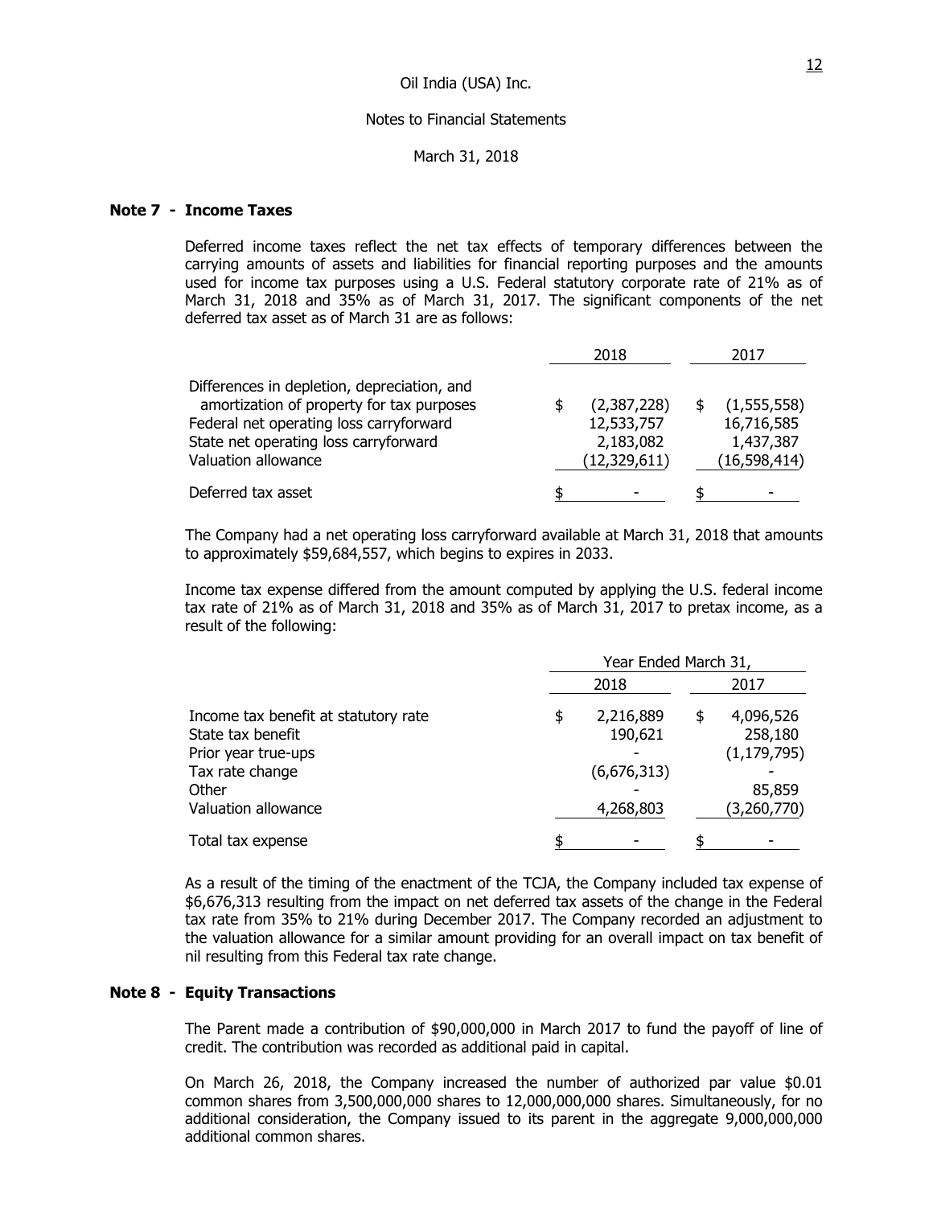Oil India (USA) Inc.

Notes to Financial Statements

March 31, 2018

**Note 7 - Income Taxes**

Deferred income taxes reflect the net tax effects of temporary differences between the carrying amounts of assets and liabilities for financial reporting purposes and the amounts used for income tax purposes using a U.S. Federal statutory corporate rate of 21% as of March 31, 2018 and 35% as of March 31, 2017. The significant components of the net deferred tax asset as of March 31 are as follows:

| | 2018 | 2017 |
|---|---|---|
| Differences in depletion, depreciation, and amortization of property for tax purposes | $ (2,387,228) | $ (1,555,558) |
| Federal net operating loss carryforward | 12,533,757 | 16,716,585 |
| State net operating loss carryforward | 2,183,082 | 1,437,387 |
| Valuation allowance | (12,329,611) | (16,598,414) |
| Deferred tax asset | $ - | $ - |

The Company had a net operating loss carryforward available at March 31, 2018 that amounts to approximately $59,684,557, which begins to expires in 2033.

Income tax expense differed from the amount computed by applying the U.S. federal income tax rate of 21% as of March 31, 2018 and 35% as of March 31, 2017 to pretax income, as a result of the following:

| | Year Ended March 31, | |
|---|---|---|
| | 2018 | 2017 |
| Income tax benefit at statutory rate | $ 2,216,889 | $ 4,096,526 |
| State tax benefit | 190,621 | 258,180 |
| Prior year true-ups | - | (1,179,795) |
| Tax rate change | (6,676,313) | - |
| Other | - | 85,859 |
| Valuation allowance | 4,268,803 | (3,260,770) |
| Total tax expense | $ - | $ - |

As a result of the timing of the enactment of the TCJA, the Company included tax expense of $6,676,313 resulting from the impact on net deferred tax assets of the change in the Federal tax rate from 35% to 21% during December 2017. The Company recorded an adjustment to the valuation allowance for a similar amount providing for an overall impact on tax benefit of nil resulting from this Federal tax rate change.

**Note 8 - Equity Transactions**

The Parent made a contribution of $90,000,000 in March 2017 to fund the payoff of line of credit. The contribution was recorded as additional paid in capital.

On March 26, 2018, the Company increased the number of authorized par value $0.01 common shares from 3,500,000,000 shares to 12,000,000,000 shares. Simultaneously, for no additional consideration, the Company issued to its parent in the aggregate 9,000,000,000 additional common shares.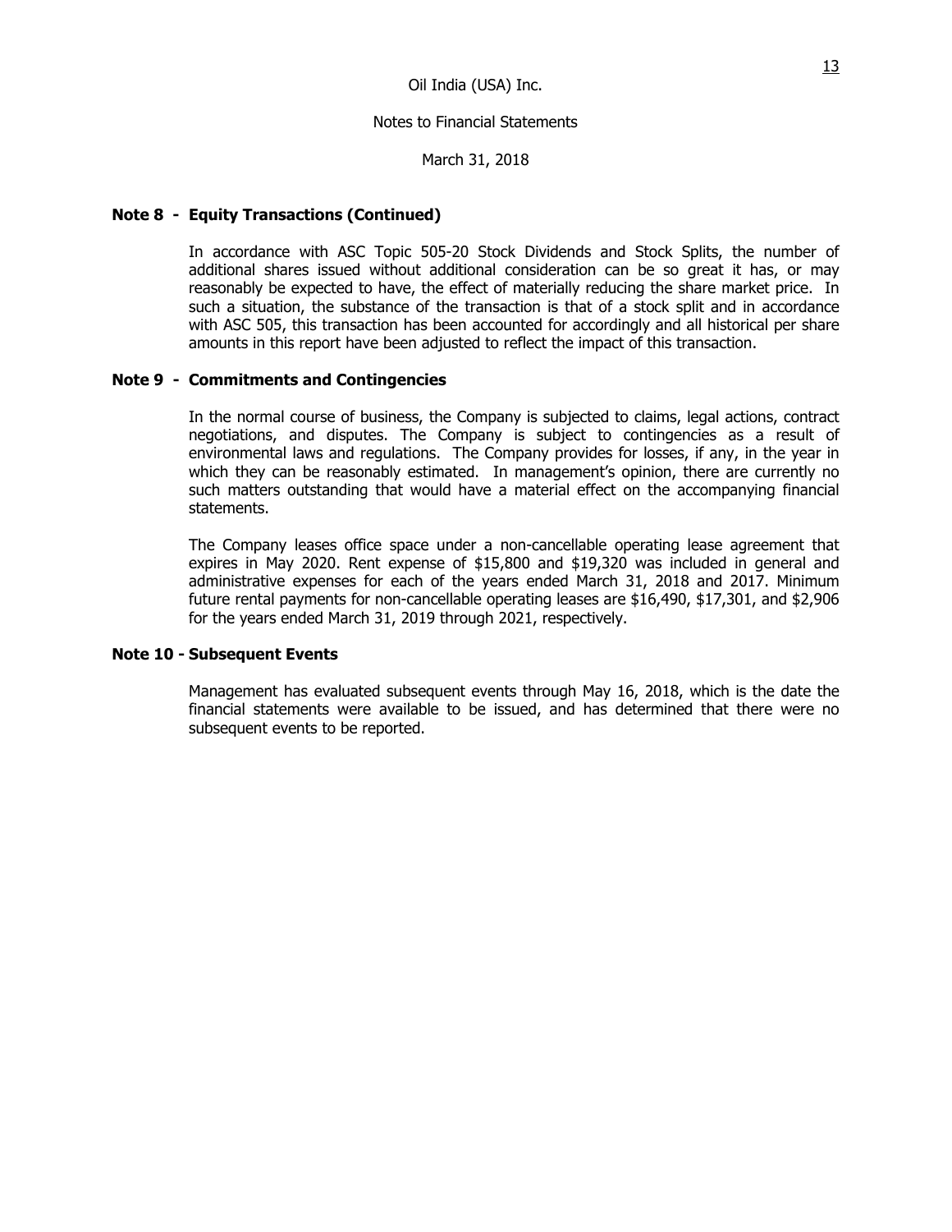### Note 8 - Equity Transactions (Continued)

In accordance with ASC Topic 505-20 Stock Dividends and Stock Splits, the number of additional shares issued without additional consideration can be so great it has, or may reasonably be expected to have, the effect of materially reducing the share market price. In such a situation, the substance of the transaction is that of a stock split and in accordance with ASC 505, this transaction has been accounted for accordingly and all historical per share amounts in this report have been adjusted to reflect the impact of this transaction.

### Note 9 - Commitments and Contingencies

In the normal course of business, the Company is subjected to claims, legal actions, contract negotiations, and disputes. The Company is subject to contingencies as a result of environmental laws and regulations. The Company provides for losses, if any, in the year in which they can be reasonably estimated. In management's opinion, there are currently no such matters outstanding that would have a material effect on the accompanying financial statements.

The Company leases office space under a non-cancellable operating lease agreement that expires in May 2020. Rent expense of $15,800 and $19,320 was included in general and administrative expenses for each of the years ended March 31, 2018 and 2017. Minimum future rental payments for non-cancellable operating leases are $16,490, $17,301, and $2,906 for the years ended March 31, 2019 through 2021, respectively.

### Note 10 - Subsequent Events

Management has evaluated subsequent events through May 16, 2018, which is the date the financial statements were available to be issued, and has determined that there were no subsequent events to be reported.